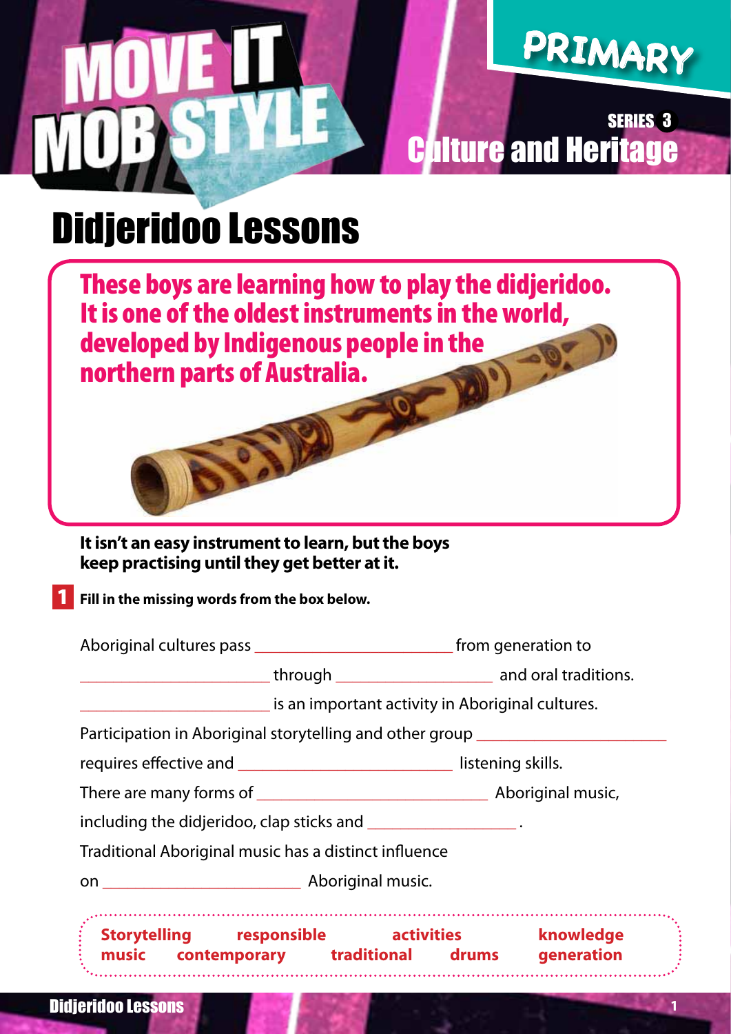MOVE IT MOB STYLE

PRIMARY

SERIES 3
Culture and Heritage

# Didjeridoo Lessons

**These boys are learning how to play the didjeridoo. It is one of the oldest instruments in the world, developed by Indigenous people in the northern parts of Australia.**

**It isn't an easy instrument to learn, but the boys keep practising until they get better at it.**

**1** **Fill in the missing words from the box below.**

Aboriginal cultures pass ______________________ from generation to ______________________ through ____________________ and oral traditions.

______________________ is an important activity in Aboriginal cultures.

Participation in Aboriginal storytelling and other group ______________________ requires effective and ______________________ listening skills.

There are many forms of ______________________ Aboriginal music, including the didjeridoo, clap sticks and ________________ .

Traditional Aboriginal music has a distinct influence on ______________________ Aboriginal music.

**Storytelling** **responsible** **activities** **knowledge**
**music** **contemporary** **traditional** **drums** **generation**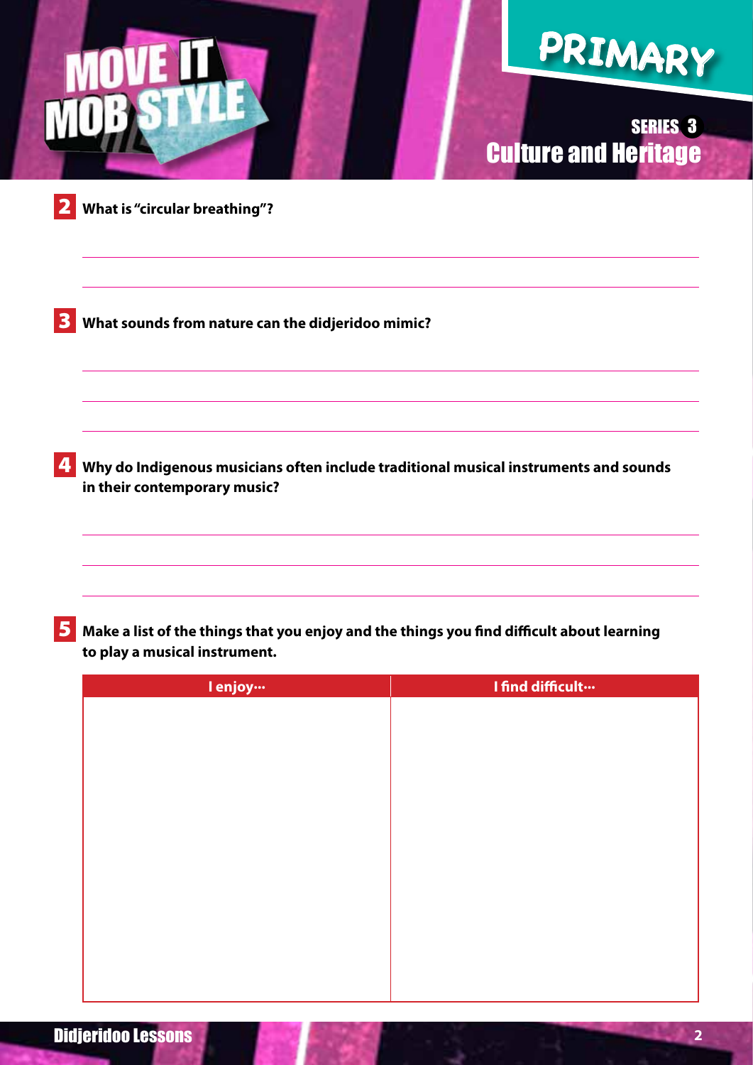**2** **What is "circular breathing"?**

**3** **What sounds from nature can the didjeridoo mimic?**

**4** **Why do Indigenous musicians often include traditional musical instruments and sounds in their contemporary music?**

**5** **Make a list of the things that you enjoy and the things you find difficult about learning to play a musical instrument.**

| I enjoy… | I find difficult… |
|---|---|
| | |